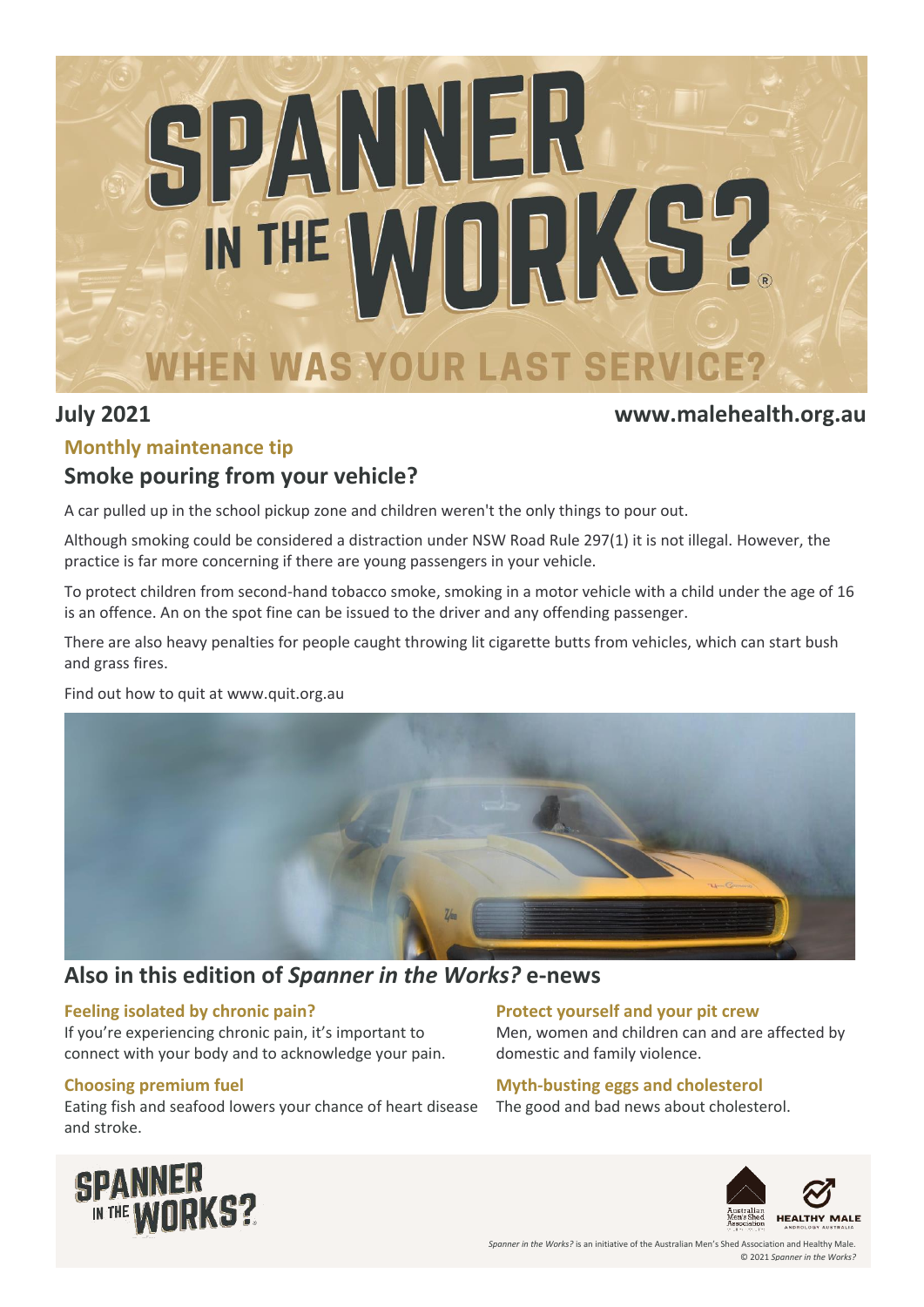# SPANNER IN THE WORKS?

WHEN WAS YOUR LAST SERVICE?

**July 2021** | **www.malehealth.org.au**

### Monthly maintenance tip

## Smoke pouring from your vehicle?

A car pulled up in the school pickup zone and children weren't the only things to pour out.

Although smoking could be considered a distraction under NSW Road Rule 297(1) it is not illegal. However, the practice is far more concerning if there are young passengers in your vehicle.

To protect children from second-hand tobacco smoke, smoking in a motor vehicle with a child under the age of 16 is an offence. An on the spot fine can be issued to the driver and any offending passenger.

There are also heavy penalties for people caught throwing lit cigarette butts from vehicles, which can start bush and grass fires.

Find out how to quit at www.quit.org.au

## Also in this edition of *Spanner in the Works?* e-news

### Feeling isolated by chronic pain?

If you're experiencing chronic pain, it's important to connect with your body and to acknowledge your pain.

### Choosing premium fuel

Eating fish and seafood lowers your chance of heart disease and stroke.

### Protect yourself and your pit crew

Men, women and children can and are affected by domestic and family violence.

### Myth-busting eggs and cholesterol

The good and bad news about cholesterol.

*Spanner in the Works?* is an initiative of the Australian Men's Shed Association and Healthy Male.

© 2021 *Spanner in the Works?*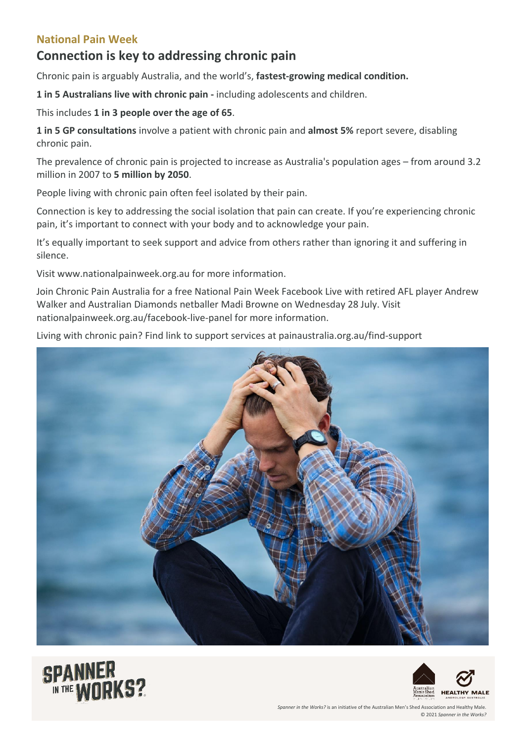## National Pain Week

# Connection is key to addressing chronic pain

Chronic pain is arguably Australia, and the world's, **fastest-growing medical condition.**

**1 in 5 Australians live with chronic pain -** including adolescents and children.

This includes **1 in 3 people over the age of 65**.

**1 in 5 GP consultations** involve a patient with chronic pain and **almost 5%** report severe, disabling chronic pain.

The prevalence of chronic pain is projected to increase as Australia's population ages – from around 3.2 million in 2007 to **5 million by 2050**.

People living with chronic pain often feel isolated by their pain.

Connection is key to addressing the social isolation that pain can create. If you're experiencing chronic pain, it's important to connect with your body and to acknowledge your pain.

It's equally important to seek support and advice from others rather than ignoring it and suffering in silence.

Visit www.nationalpainweek.org.au for more information.

Join Chronic Pain Australia for a free National Pain Week Facebook Live with retired AFL player Andrew Walker and Australian Diamonds netballer Madi Browne on Wednesday 28 July. Visit nationalpainweek.org.au/facebook-live-panel for more information.

Living with chronic pain? Find link to support services at painaustralia.org.au/find-support

*Spanner in the Works?* is an initiative of the Australian Men's Shed Association and Healthy Male.
© 2021 *Spanner in the Works?*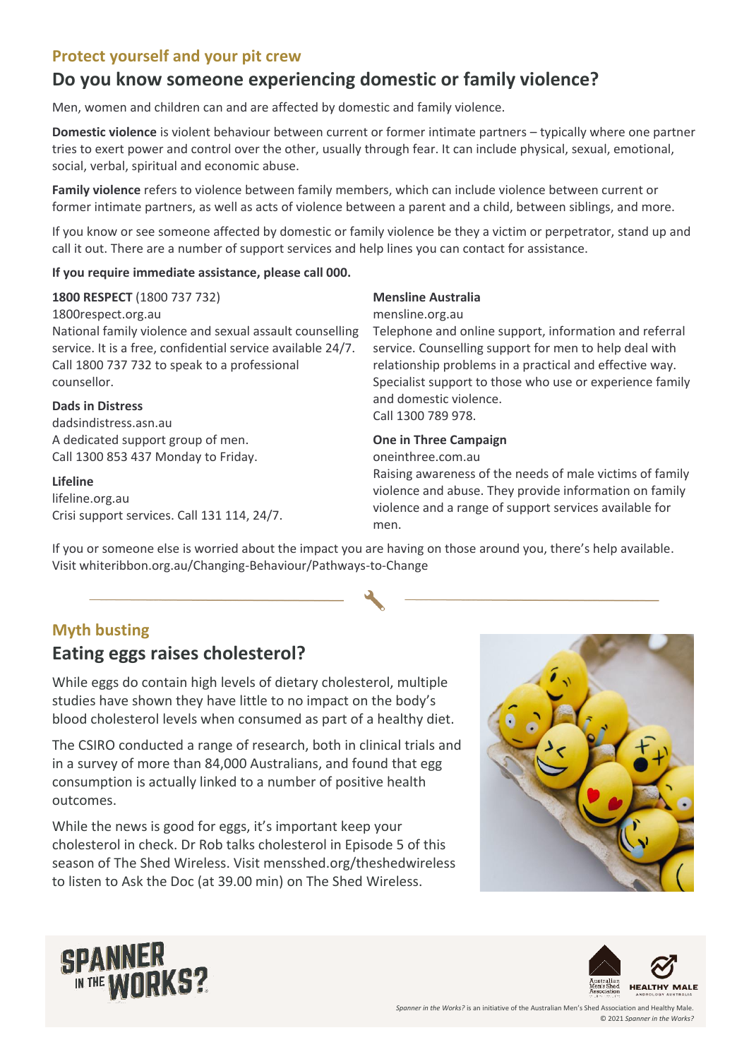### Protect yourself and your pit crew

## Do you know someone experiencing domestic or family violence?

Men, women and children can and are affected by domestic and family violence.

**Domestic violence** is violent behaviour between current or former intimate partners – typically where one partner tries to exert power and control over the other, usually through fear. It can include physical, sexual, emotional, social, verbal, spiritual and economic abuse.

**Family violence** refers to violence between family members, which can include violence between current or former intimate partners, as well as acts of violence between a parent and a child, between siblings, and more.

If you know or see someone affected by domestic or family violence be they a victim or perpetrator, stand up and call it out. There are a number of support services and help lines you can contact for assistance.

**If you require immediate assistance, please call 000.**

**1800 RESPECT** (1800 737 732)
1800respect.org.au
National family violence and sexual assault counselling service. It is a free, confidential service available 24/7. Call 1800 737 732 to speak to a professional counsellor.

**Dads in Distress**
dadsindistress.asn.au
A dedicated support group of men.
Call 1300 853 437 Monday to Friday.

**Lifeline**
lifeline.org.au
Crisi support services. Call 131 114, 24/7.

**Mensline Australia**
mensline.org.au
Telephone and online support, information and referral service. Counselling support for men to help deal with relationship problems in a practical and effective way. Specialist support to those who use or experience family and domestic violence.
Call 1300 789 978.

**One in Three Campaign**
oneinthree.com.au
Raising awareness of the needs of male victims of family violence and abuse. They provide information on family violence and a range of support services available for men.

If you or someone else is worried about the impact you are having on those around you, there's help available. Visit whiteribbon.org.au/Changing-Behaviour/Pathways-to-Change

### Myth busting

## Eating eggs raises cholesterol?

While eggs do contain high levels of dietary cholesterol, multiple studies have shown they have little to no impact on the body's blood cholesterol levels when consumed as part of a healthy diet.

The CSIRO conducted a range of research, both in clinical trials and in a survey of more than 84,000 Australians, and found that egg consumption is actually linked to a number of positive health outcomes.

While the news is good for eggs, it's important keep your cholesterol in check. Dr Rob talks cholesterol in Episode 5 of this season of The Shed Wireless. Visit mensshed.org/theshedwireless to listen to Ask the Doc (at 39.00 min) on The Shed Wireless.

*Spanner in the Works?* is an initiative of the Australian Men's Shed Association and Healthy Male.
© 2021 *Spanner in the Works?*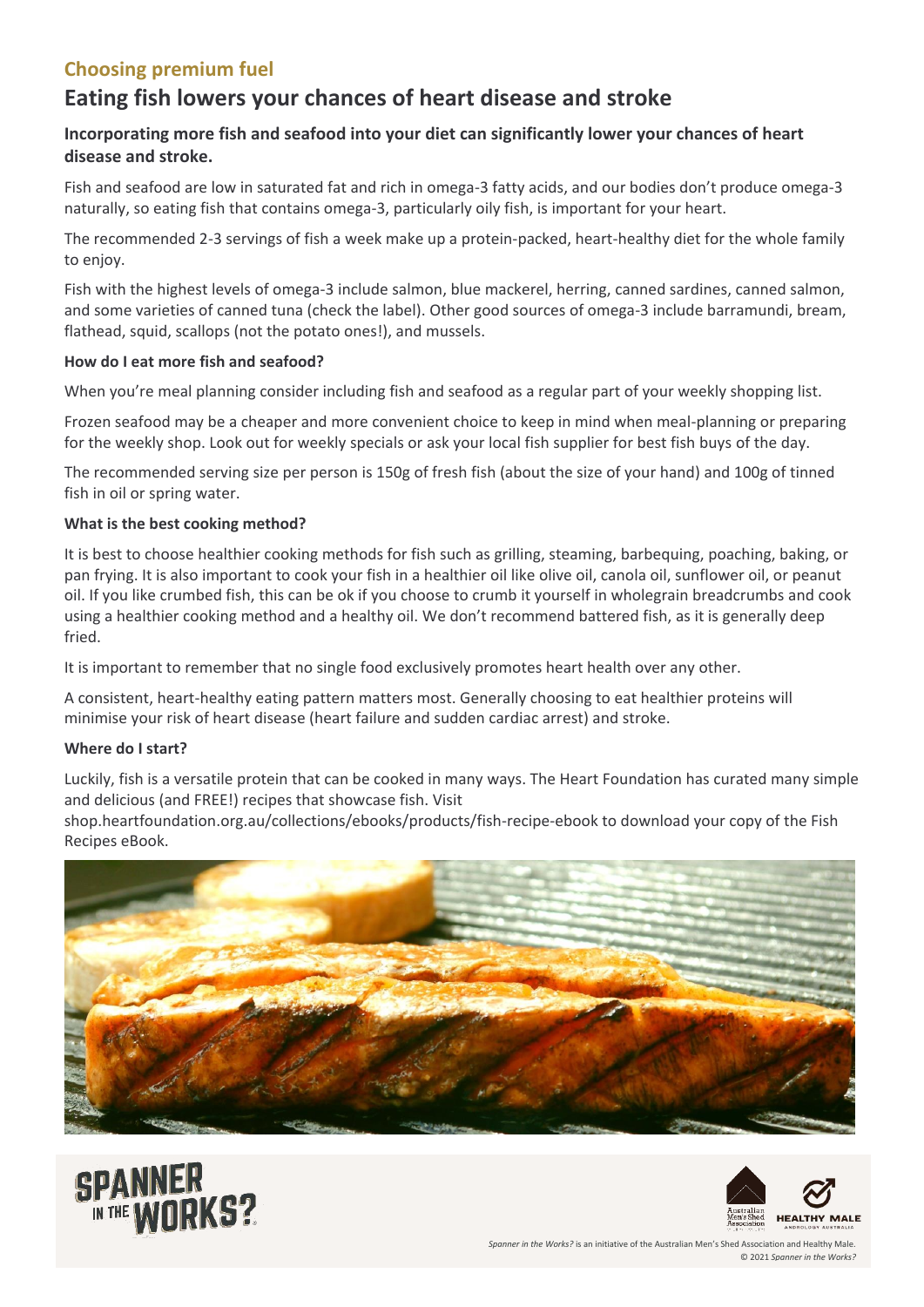## Choosing premium fuel

# Eating fish lowers your chances of heart disease and stroke

**Incorporating more fish and seafood into your diet can significantly lower your chances of heart disease and stroke.**

Fish and seafood are low in saturated fat and rich in omega-3 fatty acids, and our bodies don't produce omega-3 naturally, so eating fish that contains omega-3, particularly oily fish, is important for your heart.

The recommended 2-3 servings of fish a week make up a protein-packed, heart-healthy diet for the whole family to enjoy.

Fish with the highest levels of omega-3 include salmon, blue mackerel, herring, canned sardines, canned salmon, and some varieties of canned tuna (check the label). Other good sources of omega-3 include barramundi, bream, flathead, squid, scallops (not the potato ones!), and mussels.

**How do I eat more fish and seafood?**

When you're meal planning consider including fish and seafood as a regular part of your weekly shopping list.

Frozen seafood may be a cheaper and more convenient choice to keep in mind when meal-planning or preparing for the weekly shop. Look out for weekly specials or ask your local fish supplier for best fish buys of the day.

The recommended serving size per person is 150g of fresh fish (about the size of your hand) and 100g of tinned fish in oil or spring water.

**What is the best cooking method?**

It is best to choose healthier cooking methods for fish such as grilling, steaming, barbequing, poaching, baking, or pan frying. It is also important to cook your fish in a healthier oil like olive oil, canola oil, sunflower oil, or peanut oil. If you like crumbed fish, this can be ok if you choose to crumb it yourself in wholegrain breadcrumbs and cook using a healthier cooking method and a healthy oil. We don't recommend battered fish, as it is generally deep fried.

It is important to remember that no single food exclusively promotes heart health over any other.

A consistent, heart-healthy eating pattern matters most. Generally choosing to eat healthier proteins will minimise your risk of heart disease (heart failure and sudden cardiac arrest) and stroke.

**Where do I start?**

Luckily, fish is a versatile protein that can be cooked in many ways. The Heart Foundation has curated many simple and delicious (and FREE!) recipes that showcase fish. Visit shop.heartfoundation.org.au/collections/ebooks/products/fish-recipe-ebook to download your copy of the Fish Recipes eBook.

*Spanner in the Works?* is an initiative of the Australian Men's Shed Association and Healthy Male.
© 2021 *Spanner in the Works?*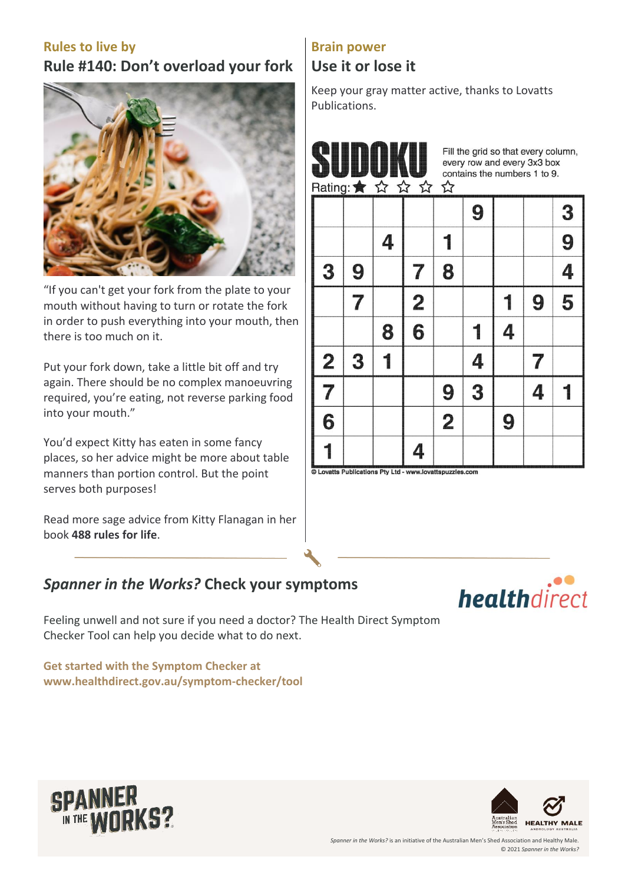Rules to live by

## Rule #140: Don't overload your fork

"If you can't get your fork from the plate to your mouth without having to turn or rotate the fork in order to push everything into your mouth, then there is too much on it.

Put your fork down, take a little bit off and try again. There should be no complex manoeuvring required, you're eating, not reverse parking food into your mouth."

You'd expect Kitty has eaten in some fancy places, so her advice might be more about table manners than portion control. But the point serves both purposes!

Read more sage advice from Kitty Flanagan in her book **488 rules for life**.

Brain power

## Use it or lose it

Keep your gray matter active, thanks to Lovatts Publications.

**SUDOKU**

Rating: ★ ☆ ☆ ☆ ☆

Fill the grid so that every column, every row and every 3x3 box contains the numbers 1 to 9.

| | | | | | | | | |
|---|---|---|---|---|---|---|---|---|
| | | | | | 9 | | | 3 |
| | | 4 | | 1 | | | | 9 |
| 3 | 9 | | 7 | 8 | | | | 4 |
| | 7 | | 2 | | | 1 | 9 | 5 |
| | | 8 | 6 | | 1 | 4 | | |
| 2 | 3 | 1 | | | 4 | | 7 | |
| 7 | | | | 9 | 3 | | 4 | 1 |
| 6 | | | | 2 | | 9 | | |
| 1 | | | 4 | | | | | |

© Lovatts Publications Pty Ltd - www.lovattspuzzles.com

## *Spanner in the Works?* Check your symptoms

healthdirect

Feeling unwell and not sure if you need a doctor? The Health Direct Symptom Checker Tool can help you decide what to do next.

**Get started with the Symptom Checker at www.healthdirect.gov.au/symptom-checker/tool**

SPANNER IN THE WORKS?

Australian Men's Shed Association | HEALTHY MALE Andrology Australia

*Spanner in the Works?* is an initiative of the Australian Men's Shed Association and Healthy Male.
© 2021 *Spanner in the Works?*